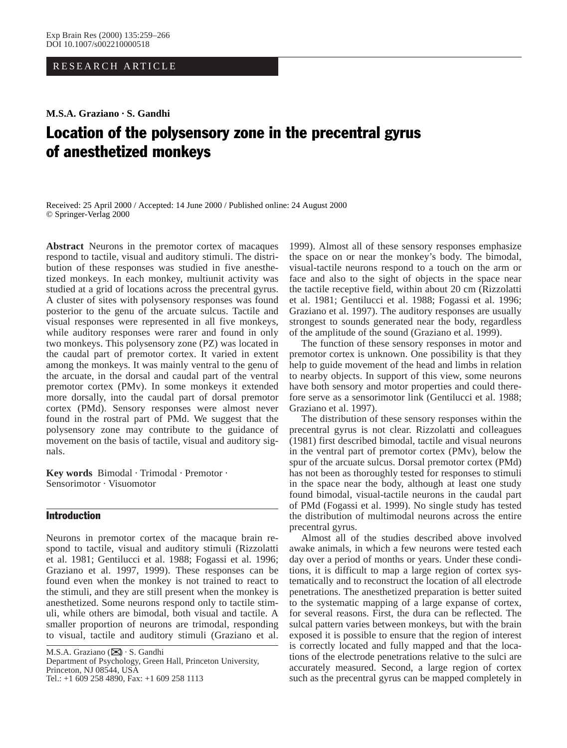RESEARCH ARTICLE

**M.S.A. Graziano · S. Gandhi**

# Location of the polysensory zone in the precentral gyrus of anesthetized monkeys

Received: 25 April 2000 / Accepted: 14 June 2000 / Published online: 24 August 2000
© Springer-Verlag 2000

**Abstract** Neurons in the premotor cortex of macaques respond to tactile, visual and auditory stimuli. The distribution of these responses was studied in five anesthetized monkeys. In each monkey, multiunit activity was studied at a grid of locations across the precentral gyrus. A cluster of sites with polysensory responses was found posterior to the genu of the arcuate sulcus. Tactile and visual responses were represented in all five monkeys, while auditory responses were rarer and found in only two monkeys. This polysensory zone (PZ) was located in the caudal part of premotor cortex. It varied in extent among the monkeys. It was mainly ventral to the genu of the arcuate, in the dorsal and caudal part of the ventral premotor cortex (PMv). In some monkeys it extended more dorsally, into the caudal part of dorsal premotor cortex (PMd). Sensory responses were almost never found in the rostral part of PMd. We suggest that the polysensory zone may contribute to the guidance of movement on the basis of tactile, visual and auditory signals.

**Key words** Bimodal · Trimodal · Premotor · Sensorimotor · Visuomotor

## Introduction

Neurons in premotor cortex of the macaque brain respond to tactile, visual and auditory stimuli (Rizzolatti et al. 1981; Gentilucci et al. 1988; Fogassi et al. 1996; Graziano et al. 1997, 1999). These responses can be found even when the monkey is not trained to react to the stimuli, and they are still present when the monkey is anesthetized. Some neurons respond only to tactile stimuli, while others are bimodal, both visual and tactile. A smaller proportion of neurons are trimodal, responding to visual, tactile and auditory stimuli (Graziano et al. 1999). Almost all of these sensory responses emphasize the space on or near the monkey's body. The bimodal, visual-tactile neurons respond to a touch on the arm or face and also to the sight of objects in the space near the tactile receptive field, within about 20 cm (Rizzolatti et al. 1981; Gentilucci et al. 1988; Fogassi et al. 1996; Graziano et al. 1997). The auditory responses are usually strongest to sounds generated near the body, regardless of the amplitude of the sound (Graziano et al. 1999).

The function of these sensory responses in motor and premotor cortex is unknown. One possibility is that they help to guide movement of the head and limbs in relation to nearby objects. In support of this view, some neurons have both sensory and motor properties and could therefore serve as a sensorimotor link (Gentilucci et al. 1988; Graziano et al. 1997).

The distribution of these sensory responses within the precentral gyrus is not clear. Rizzolatti and colleagues (1981) first described bimodal, tactile and visual neurons in the ventral part of premotor cortex (PMv), below the spur of the arcuate sulcus. Dorsal premotor cortex (PMd) has not been as thoroughly tested for responses to stimuli in the space near the body, although at least one study found bimodal, visual-tactile neurons in the caudal part of PMd (Fogassi et al. 1999). No single study has tested the distribution of multimodal neurons across the entire precentral gyrus.

Almost all of the studies described above involved awake animals, in which a few neurons were tested each day over a period of months or years. Under these conditions, it is difficult to map a large region of cortex systematically and to reconstruct the location of all electrode penetrations. The anesthetized preparation is better suited to the systematic mapping of a large expanse of cortex, for several reasons. First, the dura can be reflected. The sulcal pattern varies between monkeys, but with the brain exposed it is possible to ensure that the region of interest is correctly located and fully mapped and that the locations of the electrode penetrations relative to the sulci are accurately measured. Second, a large region of cortex such as the precentral gyrus can be mapped completely in

M.S.A. Graziano (✉) · S. Gandhi
Department of Psychology, Green Hall, Princeton University, Princeton, NJ 08544, USA
Tel.: +1 609 258 4890, Fax: +1 609 258 1113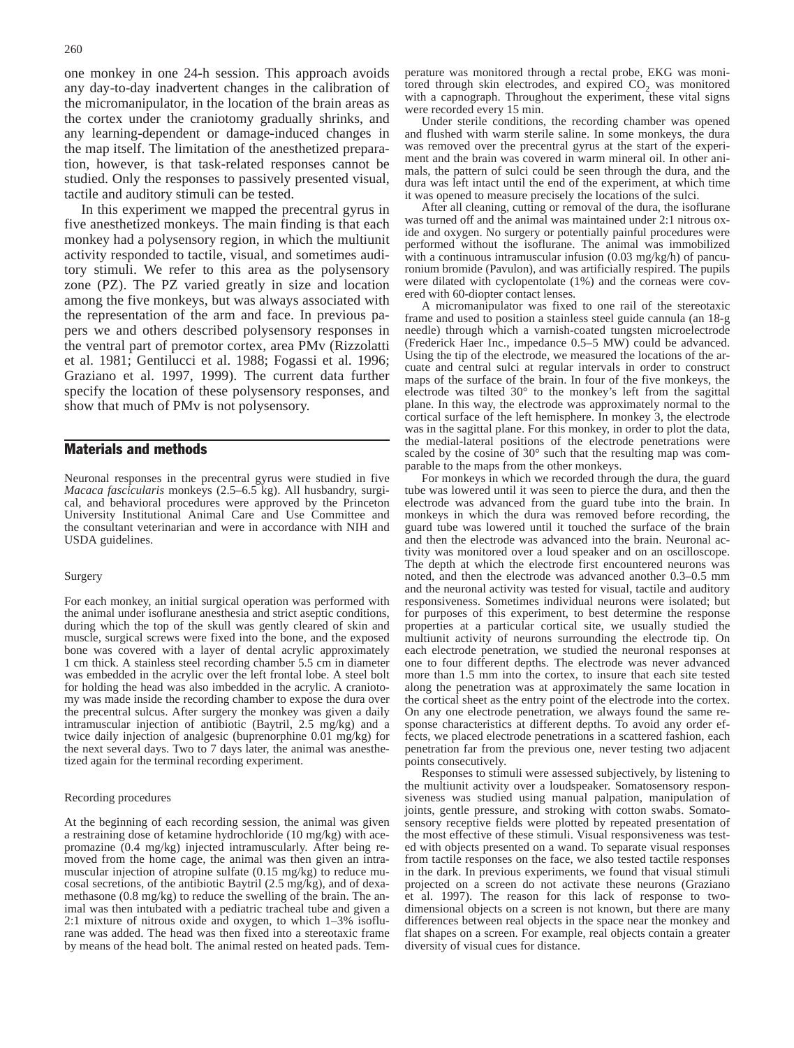one monkey in one 24-h session. This approach avoids any day-to-day inadvertent changes in the calibration of the micromanipulator, in the location of the brain areas as the cortex under the craniotomy gradually shrinks, and any learning-dependent or damage-induced changes in the map itself. The limitation of the anesthetized preparation, however, is that task-related responses cannot be studied. Only the responses to passively presented visual, tactile and auditory stimuli can be tested.

In this experiment we mapped the precentral gyrus in five anesthetized monkeys. The main finding is that each monkey had a polysensory region, in which the multiunit activity responded to tactile, visual, and sometimes auditory stimuli. We refer to this area as the polysensory zone (PZ). The PZ varied greatly in size and location among the five monkeys, but was always associated with the representation of the arm and face. In previous papers we and others described polysensory responses in the ventral part of premotor cortex, area PMv (Rizzolatti et al. 1981; Gentilucci et al. 1988; Fogassi et al. 1996; Graziano et al. 1997, 1999). The current data further specify the location of these polysensory responses, and show that much of PMv is not polysensory.

## Materials and methods

Neuronal responses in the precentral gyrus were studied in five *Macaca fascicularis* monkeys (2.5–6.5 kg). All husbandry, surgical, and behavioral procedures were approved by the Princeton University Institutional Animal Care and Use Committee and the consultant veterinarian and were in accordance with NIH and USDA guidelines.

### Surgery

For each monkey, an initial surgical operation was performed with the animal under isoflurane anesthesia and strict aseptic conditions, during which the top of the skull was gently cleared of skin and muscle, surgical screws were fixed into the bone, and the exposed bone was covered with a layer of dental acrylic approximately 1 cm thick. A stainless steel recording chamber 5.5 cm in diameter was embedded in the acrylic over the left frontal lobe. A steel bolt for holding the head was also imbedded in the acrylic. A craniotomy was made inside the recording chamber to expose the dura over the precentral sulcus. After surgery the monkey was given a daily intramuscular injection of antibiotic (Baytril, 2.5 mg/kg) and a twice daily injection of analgesic (buprenorphine 0.01 mg/kg) for the next several days. Two to 7 days later, the animal was anesthetized again for the terminal recording experiment.

### Recording procedures

At the beginning of each recording session, the animal was given a restraining dose of ketamine hydrochloride (10 mg/kg) with acepromazine (0.4 mg/kg) injected intramuscularly. After being removed from the home cage, the animal was then given an intramuscular injection of atropine sulfate (0.15 mg/kg) to reduce mucosal secretions, of the antibiotic Baytril (2.5 mg/kg), and of dexamethasone (0.8 mg/kg) to reduce the swelling of the brain. The animal was then intubated with a pediatric tracheal tube and given a 2:1 mixture of nitrous oxide and oxygen, to which 1–3% isoflurane was added. The head was then fixed into a stereotaxic frame by means of the head bolt. The animal rested on heated pads. Temperature was monitored through a rectal probe, EKG was monitored through skin electrodes, and expired $CO_2$ was monitored with a capnograph. Throughout the experiment, these vital signs were recorded every 15 min.

Under sterile conditions, the recording chamber was opened and flushed with warm sterile saline. In some monkeys, the dura was removed over the precentral gyrus at the start of the experiment and the brain was covered in warm mineral oil. In other animals, the pattern of sulci could be seen through the dura, and the dura was left intact until the end of the experiment, at which time it was opened to measure precisely the locations of the sulci.

After all cleaning, cutting or removal of the dura, the isoflurane was turned off and the animal was maintained under 2:1 nitrous oxide and oxygen. No surgery or potentially painful procedures were performed without the isoflurane. The animal was immobilized with a continuous intramuscular infusion (0.03 mg/kg/h) of pancuronium bromide (Pavulon), and was artificially respired. The pupils were dilated with cyclopentolate (1%) and the corneas were covered with 60-diopter contact lenses.

A micromanipulator was fixed to one rail of the stereotaxic frame and used to position a stainless steel guide cannula (an 18-g needle) through which a varnish-coated tungsten microelectrode (Frederick Haer Inc., impedance 0.5–5 MW) could be advanced. Using the tip of the electrode, we measured the locations of the arcuate and central sulci at regular intervals in order to construct maps of the surface of the brain. In four of the five monkeys, the electrode was tilted 30° to the monkey's left from the sagittal plane. In this way, the electrode was approximately normal to the cortical surface of the left hemisphere. In monkey 3, the electrode was in the sagittal plane. For this monkey, in order to plot the data, the medial-lateral positions of the electrode penetrations were scaled by the cosine of 30° such that the resulting map was comparable to the maps from the other monkeys.

For monkeys in which we recorded through the dura, the guard tube was lowered until it was seen to pierce the dura, and then the electrode was advanced from the guard tube into the brain. In monkeys in which the dura was removed before recording, the guard tube was lowered until it touched the surface of the brain and then the electrode was advanced into the brain. Neuronal activity was monitored over a loud speaker and on an oscilloscope. The depth at which the electrode first encountered neurons was noted, and then the electrode was advanced another 0.3–0.5 mm and the neuronal activity was tested for visual, tactile and auditory responsiveness. Sometimes individual neurons were isolated; but for purposes of this experiment, to best determine the response properties at a particular cortical site, we usually studied the multiunit activity of neurons surrounding the electrode tip. On each electrode penetration, we studied the neuronal responses at one to four different depths. The electrode was never advanced more than 1.5 mm into the cortex, to insure that each site tested along the penetration was at approximately the same location in the cortical sheet as the entry point of the electrode into the cortex. On any one electrode penetration, we always found the same response characteristics at different depths. To avoid any order effects, we placed electrode penetrations in a scattered fashion, each penetration far from the previous one, never testing two adjacent points consecutively.

Responses to stimuli were assessed subjectively, by listening to the multiunit activity over a loudspeaker. Somatosensory responsiveness was studied using manual palpation, manipulation of joints, gentle pressure, and stroking with cotton swabs. Somatosensory receptive fields were plotted by repeated presentation of the most effective of these stimuli. Visual responsiveness was tested with objects presented on a wand. To separate visual responses from tactile responses on the face, we also tested tactile responses in the dark. In previous experiments, we found that visual stimuli projected on a screen do not activate these neurons (Graziano et al. 1997). The reason for this lack of response to two-dimensional objects on a screen is not known, but there are many differences between real objects in the space near the monkey and flat shapes on a screen. For example, real objects contain a greater diversity of visual cues for distance.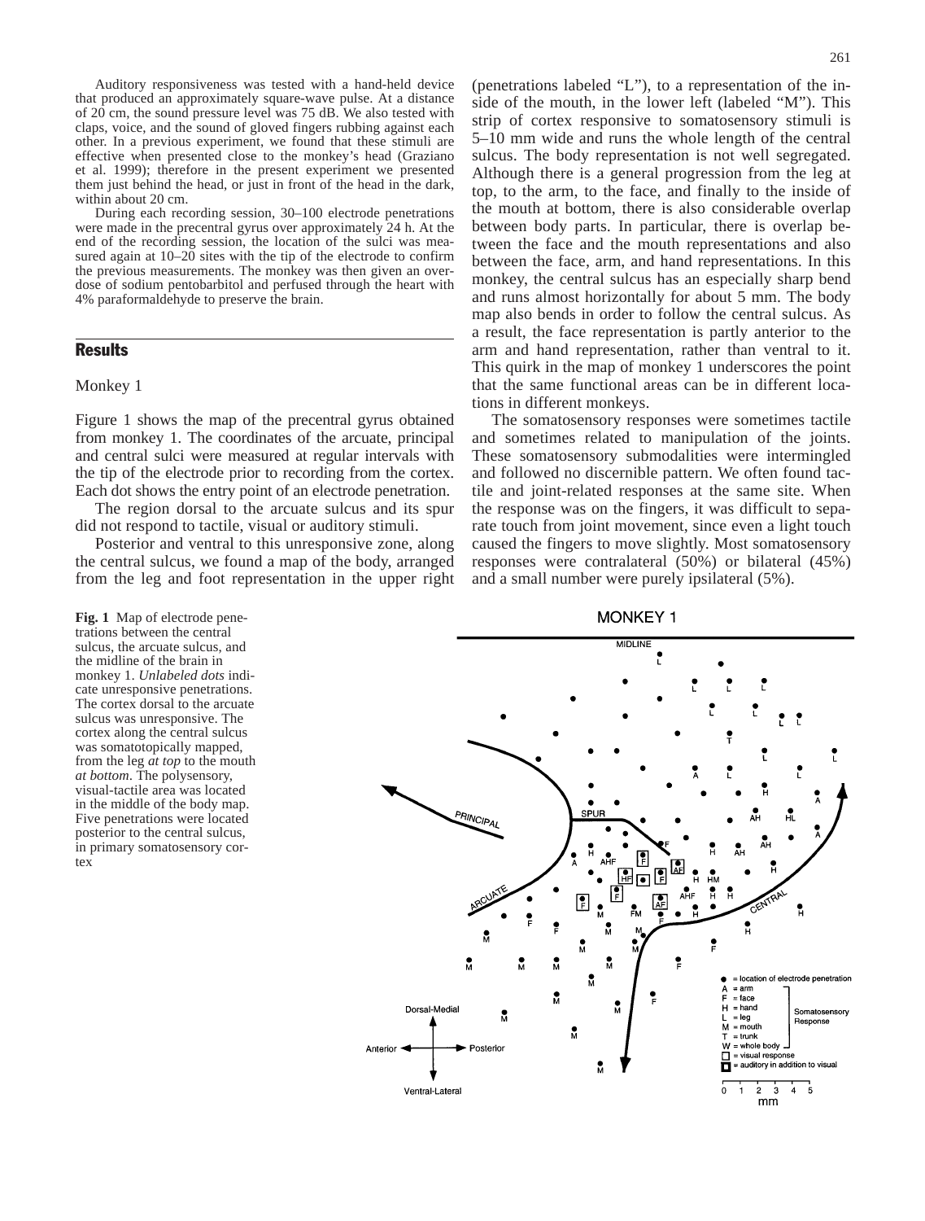Auditory responsiveness was tested with a hand-held device that produced an approximately square-wave pulse. At a distance of 20 cm, the sound pressure level was 75 dB. We also tested with claps, voice, and the sound of gloved fingers rubbing against each other. In a previous experiment, we found that these stimuli are effective when presented close to the monkey's head (Graziano et al. 1999); therefore in the present experiment we presented them just behind the head, or just in front of the head in the dark, within about 20 cm.

During each recording session, 30–100 electrode penetrations were made in the precentral gyrus over approximately 24 h. At the end of the recording session, the location of the sulci was measured again at 10–20 sites with the tip of the electrode to confirm the previous measurements. The monkey was then given an overdose of sodium pentobarbitol and perfused through the heart with 4% paraformaldehyde to preserve the brain.

## Results

### Monkey 1

Figure 1 shows the map of the precentral gyrus obtained from monkey 1. The coordinates of the arcuate, principal and central sulci were measured at regular intervals with the tip of the electrode prior to recording from the cortex. Each dot shows the entry point of an electrode penetration.

The region dorsal to the arcuate sulcus and its spur did not respond to tactile, visual or auditory stimuli.

Posterior and ventral to this unresponsive zone, along the central sulcus, we found a map of the body, arranged from the leg and foot representation in the upper right (penetrations labeled "L"), to a representation of the inside of the mouth, in the lower left (labeled "M"). This strip of cortex responsive to somatosensory stimuli is 5–10 mm wide and runs the whole length of the central sulcus. The body representation is not well segregated. Although there is a general progression from the leg at top, to the arm, to the face, and finally to the inside of the mouth at bottom, there is also considerable overlap between body parts. In particular, there is overlap between the face and the mouth representations and also between the face, arm, and hand representations. In this monkey, the central sulcus has an especially sharp bend and runs almost horizontally for about 5 mm. The body map also bends in order to follow the central sulcus. As a result, the face representation is partly anterior to the arm and hand representation, rather than ventral to it. This quirk in the map of monkey 1 underscores the point that the same functional areas can be in different locations in different monkeys.

The somatosensory responses were sometimes tactile and sometimes related to manipulation of the joints. These somatosensory submodalities were intermingled and followed no discernible pattern. We often found tactile and joint-related responses at the same site. When the response was on the fingers, it was difficult to separate touch from joint movement, since even a light touch caused the fingers to move slightly. Most somatosensory responses were contralateral (50%) or bilateral (45%) and a small number were purely ipsilateral (5%).

**Fig. 1** Map of electrode penetrations between the central sulcus, the arcuate sulcus, and the midline of the brain in monkey 1. *Unlabeled dots* indicate unresponsive penetrations. The cortex dorsal to the arcuate sulcus was unresponsive. The cortex along the central sulcus was somatotopically mapped, from the leg *at top* to the mouth *at bottom*. The polysensory, visual-tactile area was located in the middle of the body map. Five penetrations were located posterior to the central sulcus, in primary somatosensory cortex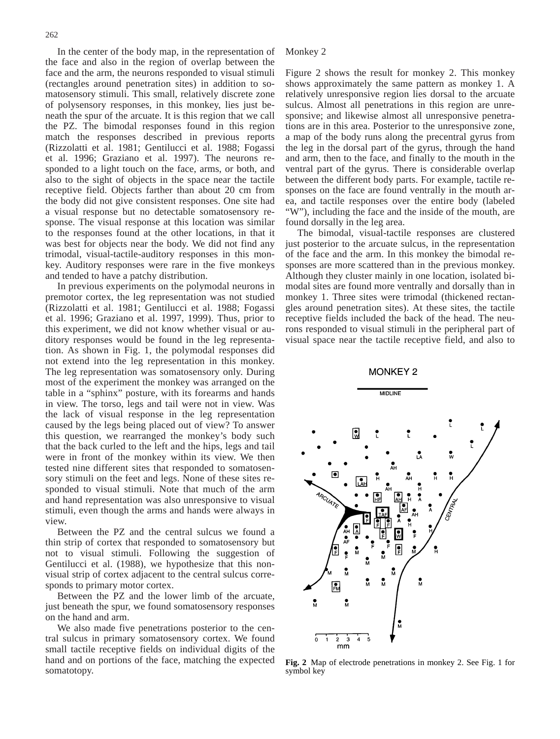In the center of the body map, in the representation of the face and also in the region of overlap between the face and the arm, the neurons responded to visual stimuli (rectangles around penetration sites) in addition to somatosensory stimuli. This small, relatively discrete zone of polysensory responses, in this monkey, lies just beneath the spur of the arcuate. It is this region that we call the PZ. The bimodal responses found in this region match the responses described in previous reports (Rizzolatti et al. 1981; Gentilucci et al. 1988; Fogassi et al. 1996; Graziano et al. 1997). The neurons responded to a light touch on the face, arms, or both, and also to the sight of objects in the space near the tactile receptive field. Objects farther than about 20 cm from the body did not give consistent responses. One site had a visual response but no detectable somatosensory response. The visual response at this location was similar to the responses found at the other locations, in that it was best for objects near the body. We did not find any trimodal, visual-tactile-auditory responses in this monkey. Auditory responses were rare in the five monkeys and tended to have a patchy distribution.

In previous experiments on the polymodal neurons in premotor cortex, the leg representation was not studied (Rizzolatti et al. 1981; Gentilucci et al. 1988; Fogassi et al. 1996; Graziano et al. 1997, 1999). Thus, prior to this experiment, we did not know whether visual or auditory responses would be found in the leg representation. As shown in Fig. 1, the polymodal responses did not extend into the leg representation in this monkey. The leg representation was somatosensory only. During most of the experiment the monkey was arranged on the table in a "sphinx" posture, with its forearms and hands in view. The torso, legs and tail were not in view. Was the lack of visual response in the leg representation caused by the legs being placed out of view? To answer this question, we rearranged the monkey's body such that the back curled to the left and the hips, legs and tail were in front of the monkey within its view. We then tested nine different sites that responded to somatosensory stimuli on the feet and legs. None of these sites responded to visual stimuli. Note that much of the arm and hand representation was also unresponsive to visual stimuli, even though the arms and hands were always in view.

Between the PZ and the central sulcus we found a thin strip of cortex that responded to somatosensory but not to visual stimuli. Following the suggestion of Gentilucci et al. (1988), we hypothesize that this non-visual strip of cortex adjacent to the central sulcus corresponds to primary motor cortex.

Between the PZ and the lower limb of the arcuate, just beneath the spur, we found somatosensory responses on the hand and arm.

We also made five penetrations posterior to the central sulcus in primary somatosensory cortex. We found small tactile receptive fields on individual digits of the hand and on portions of the face, matching the expected somatotopy.

## Monkey 2

Figure 2 shows the result for monkey 2. This monkey shows approximately the same pattern as monkey 1. A relatively unresponsive region lies dorsal to the arcuate sulcus. Almost all penetrations in this region are unresponsive; and likewise almost all unresponsive penetrations are in this area. Posterior to the unresponsive zone, a map of the body runs along the precentral gyrus from the leg in the dorsal part of the gyrus, through the hand and arm, then to the face, and finally to the mouth in the ventral part of the gyrus. There is considerable overlap between the different body parts. For example, tactile responses on the face are found ventrally in the mouth area, and tactile responses over the entire body (labeled "W"), including the face and the inside of the mouth, are found dorsally in the leg area.

The bimodal, visual-tactile responses are clustered just posterior to the arcuate sulcus, in the representation of the face and the arm. In this monkey the bimodal responses are more scattered than in the previous monkey. Although they cluster mainly in one location, isolated bimodal sites are found more ventrally and dorsally than in monkey 1. Three sites were trimodal (thickened rectangles around penetration sites). At these sites, the tactile receptive fields included the back of the head. The neurons responded to visual stimuli in the peripheral part of visual space near the tactile receptive field, and also to

**Fig. 2** Map of electrode penetrations in monkey 2. See Fig. 1 for symbol key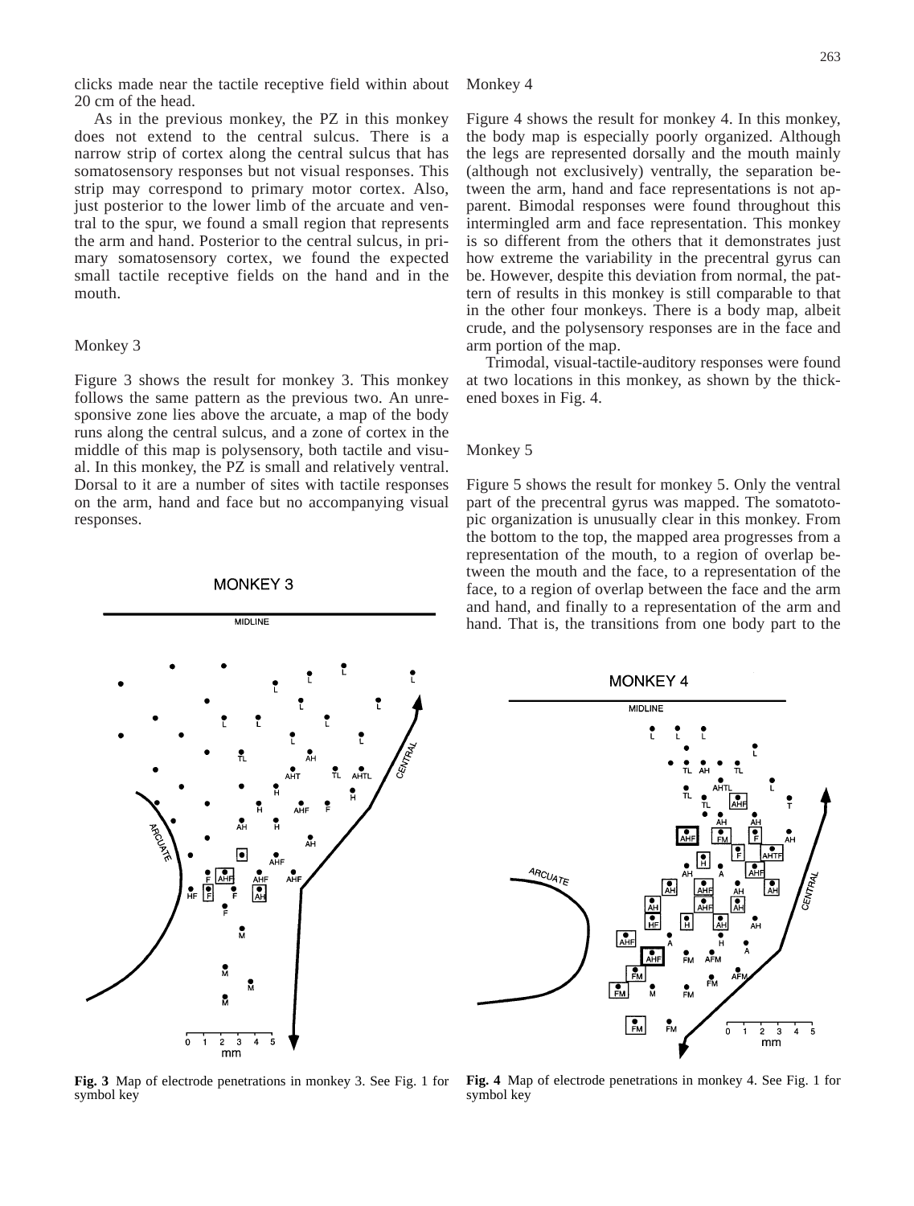clicks made near the tactile receptive field within about 20 cm of the head.

As in the previous monkey, the PZ in this monkey does not extend to the central sulcus. There is a narrow strip of cortex along the central sulcus that has somatosensory responses but not visual responses. This strip may correspond to primary motor cortex. Also, just posterior to the lower limb of the arcuate and ventral to the spur, we found a small region that represents the arm and hand. Posterior to the central sulcus, in primary somatosensory cortex, we found the expected small tactile receptive fields on the hand and in the mouth.

### Monkey 3

Figure 3 shows the result for monkey 3. This monkey follows the same pattern as the previous two. An unresponsive zone lies above the arcuate, a map of the body runs along the central sulcus, and a zone of cortex in the middle of this map is polysensory, both tactile and visual. In this monkey, the PZ is small and relatively ventral. Dorsal to it are a number of sites with tactile responses on the arm, hand and face but no accompanying visual responses.

**Fig. 3** Map of electrode penetrations in monkey 3. See Fig. 1 for symbol key

### Monkey 4

Figure 4 shows the result for monkey 4. In this monkey, the body map is especially poorly organized. Although the legs are represented dorsally and the mouth mainly (although not exclusively) ventrally, the separation between the arm, hand and face representations is not apparent. Bimodal responses were found throughout this intermingled arm and face representation. This monkey is so different from the others that it demonstrates just how extreme the variability in the precentral gyrus can be. However, despite this deviation from normal, the pattern of results in this monkey is still comparable to that in the other four monkeys. There is a body map, albeit crude, and the polysensory responses are in the face and arm portion of the map.

Trimodal, visual-tactile-auditory responses were found at two locations in this monkey, as shown by the thickened boxes in Fig. 4.

### Monkey 5

Figure 5 shows the result for monkey 5. Only the ventral part of the precentral gyrus was mapped. The somatotopic organization is unusually clear in this monkey. From the bottom to the top, the mapped area progresses from a representation of the mouth, to a region of overlap between the mouth and the face, to a representation of the face, to a region of overlap between the face and the arm and hand, and finally to a representation of the arm and hand. That is, the transitions from one body part to the

**Fig. 4** Map of electrode penetrations in monkey 4. See Fig. 1 for symbol key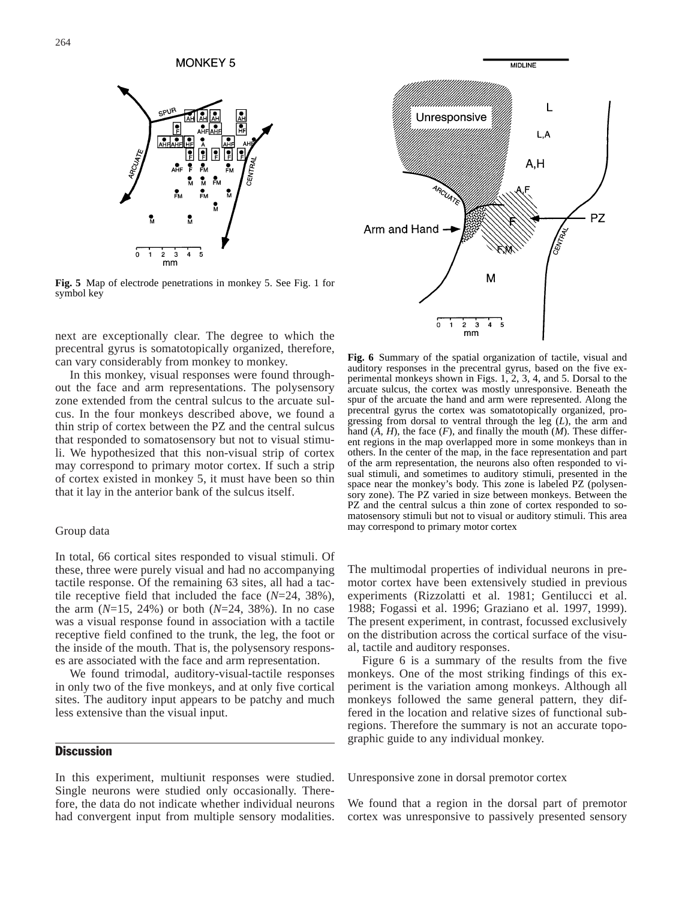**Fig. 5** Map of electrode penetrations in monkey 5. See Fig. 1 for symbol key

next are exceptionally clear. The degree to which the precentral gyrus is somatotopically organized, therefore, can vary considerably from monkey to monkey.

In this monkey, visual responses were found throughout the face and arm representations. The polysensory zone extended from the central sulcus to the arcuate sulcus. In the four monkeys described above, we found a thin strip of cortex between the PZ and the central sulcus that responded to somatosensory but not to visual stimuli. We hypothesized that this non-visual strip of cortex may correspond to primary motor cortex. If such a strip of cortex existed in monkey 5, it must have been so thin that it lay in the anterior bank of the sulcus itself.

### Group data

In total, 66 cortical sites responded to visual stimuli. Of these, three were purely visual and had no accompanying tactile response. Of the remaining 63 sites, all had a tactile receptive field that included the face (*N*=24, 38%), the arm (*N*=15, 24%) or both (*N*=24, 38%). In no case was a visual response found in association with a tactile receptive field confined to the trunk, the leg, the foot or the inside of the mouth. That is, the polysensory responses are associated with the face and arm representation.

We found trimodal, auditory-visual-tactile responses in only two of the five monkeys, and at only five cortical sites. The auditory input appears to be patchy and much less extensive than the visual input.

**Fig. 6** Summary of the spatial organization of tactile, visual and auditory responses in the precentral gyrus, based on the five experimental monkeys shown in Figs. 1, 2, 3, 4, and 5. Dorsal to the arcuate sulcus, the cortex was mostly unresponsive. Beneath the spur of the arcuate the hand and arm were represented. Along the precentral gyrus the cortex was somatotopically organized, progressing from dorsal to ventral through the leg (*L*), the arm and hand (*A, H*), the face (*F*), and finally the mouth (*M*). These different regions in the map overlapped more in some monkeys than in others. In the center of the map, in the face representation and part of the arm representation, the neurons also often responded to visual stimuli, and sometimes to auditory stimuli, presented in the space near the monkey's body. This zone is labeled PZ (polysensory zone). The PZ varied in size between monkeys. Between the PZ and the central sulcus a thin zone of cortex responded to somatosensory stimuli but not to visual or auditory stimuli. This area may correspond to primary motor cortex

## Discussion

In this experiment, multiunit responses were studied. Single neurons were studied only occasionally. Therefore, the data do not indicate whether individual neurons had convergent input from multiple sensory modalities. The multimodal properties of individual neurons in premotor cortex have been extensively studied in previous experiments (Rizzolatti et al. 1981; Gentilucci et al. 1988; Fogassi et al. 1996; Graziano et al. 1997, 1999). The present experiment, in contrast, focussed exclusively on the distribution across the cortical surface of the visual, tactile and auditory responses.

Figure 6 is a summary of the results from the five monkeys. One of the most striking findings of this experiment is the variation among monkeys. Although all monkeys followed the same general pattern, they differed in the location and relative sizes of functional subregions. Therefore the summary is not an accurate topographic guide to any individual monkey.

### Unresponsive zone in dorsal premotor cortex

We found that a region in the dorsal part of premotor cortex was unresponsive to passively presented sensory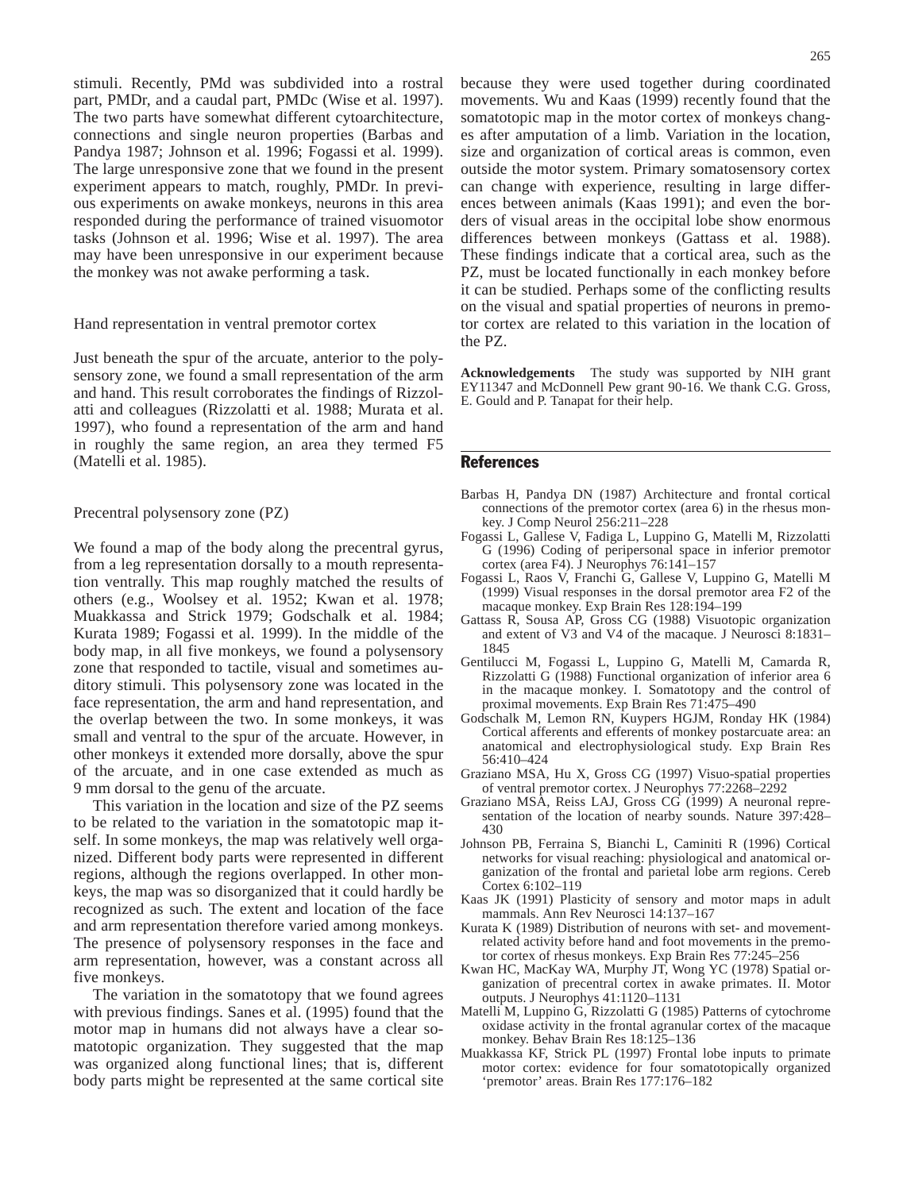stimuli. Recently, PMd was subdivided into a rostral part, PMDr, and a caudal part, PMDc (Wise et al. 1997). The two parts have somewhat different cytoarchitecture, connections and single neuron properties (Barbas and Pandya 1987; Johnson et al. 1996; Fogassi et al. 1999). The large unresponsive zone that we found in the present experiment appears to match, roughly, PMDr. In previous experiments on awake monkeys, neurons in this area responded during the performance of trained visuomotor tasks (Johnson et al. 1996; Wise et al. 1997). The area may have been unresponsive in our experiment because the monkey was not awake performing a task.

### Hand representation in ventral premotor cortex

Just beneath the spur of the arcuate, anterior to the polysensory zone, we found a small representation of the arm and hand. This result corroborates the findings of Rizzolatti and colleagues (Rizzolatti et al. 1988; Murata et al. 1997), who found a representation of the arm and hand in roughly the same region, an area they termed F5 (Matelli et al. 1985).

### Precentral polysensory zone (PZ)

We found a map of the body along the precentral gyrus, from a leg representation dorsally to a mouth representation ventrally. This map roughly matched the results of others (e.g., Woolsey et al. 1952; Kwan et al. 1978; Muakkassa and Strick 1979; Godschalk et al. 1984; Kurata 1989; Fogassi et al. 1999). In the middle of the body map, in all five monkeys, we found a polysensory zone that responded to tactile, visual and sometimes auditory stimuli. This polysensory zone was located in the face representation, the arm and hand representation, and the overlap between the two. In some monkeys, it was small and ventral to the spur of the arcuate. However, in other monkeys it extended more dorsally, above the spur of the arcuate, and in one case extended as much as 9 mm dorsal to the genu of the arcuate.

This variation in the location and size of the PZ seems to be related to the variation in the somatotopic map itself. In some monkeys, the map was relatively well organized. Different body parts were represented in different regions, although the regions overlapped. In other monkeys, the map was so disorganized that it could hardly be recognized as such. The extent and location of the face and arm representation therefore varied among monkeys. The presence of polysensory responses in the face and arm representation, however, was a constant across all five monkeys.

The variation in the somatotopy that we found agrees with previous findings. Sanes et al. (1995) found that the motor map in humans did not always have a clear somatotopic organization. They suggested that the map was organized along functional lines; that is, different body parts might be represented at the same cortical site because they were used together during coordinated movements. Wu and Kaas (1999) recently found that the somatotopic map in the motor cortex of monkeys changes after amputation of a limb. Variation in the location, size and organization of cortical areas is common, even outside the motor system. Primary somatosensory cortex can change with experience, resulting in large differences between animals (Kaas 1991); and even the borders of visual areas in the occipital lobe show enormous differences between monkeys (Gattass et al. 1988). These findings indicate that a cortical area, such as the PZ, must be located functionally in each monkey before it can be studied. Perhaps some of the conflicting results on the visual and spatial properties of neurons in premotor cortex are related to this variation in the location of the PZ.

**Acknowledgements** The study was supported by NIH grant EY11347 and McDonnell Pew grant 90-16. We thank C.G. Gross, E. Gould and P. Tanapat for their help.

## References

Barbas H, Pandya DN (1987) Architecture and frontal cortical connections of the premotor cortex (area 6) in the rhesus monkey. J Comp Neurol 256:211–228

Fogassi L, Gallese V, Fadiga L, Luppino G, Matelli M, Rizzolatti G (1996) Coding of peripersonal space in inferior premotor cortex (area F4). J Neurophys 76:141–157

Fogassi L, Raos V, Franchi G, Gallese V, Luppino G, Matelli M (1999) Visual responses in the dorsal premotor area F2 of the macaque monkey. Exp Brain Res 128:194–199

Gattass R, Sousa AP, Gross CG (1988) Visuotopic organization and extent of V3 and V4 of the macaque. J Neurosci 8:1831–1845

Gentilucci M, Fogassi L, Luppino G, Matelli M, Camarda R, Rizzolatti G (1988) Functional organization of inferior area 6 in the macaque monkey. I. Somatotopy and the control of proximal movements. Exp Brain Res 71:475–490

Godschalk M, Lemon RN, Kuypers HGJM, Ronday HK (1984) Cortical afferents and efferents of monkey postarcuate area: an anatomical and electrophysiological study. Exp Brain Res 56:410–424

Graziano MSA, Hu X, Gross CG (1997) Visuo-spatial properties of ventral premotor cortex. J Neurophys 77:2268–2292

Graziano MSA, Reiss LAJ, Gross CG (1999) A neuronal representation of the location of nearby sounds. Nature 397:428–430

Johnson PB, Ferraina S, Bianchi L, Caminiti R (1996) Cortical networks for visual reaching: physiological and anatomical organization of the frontal and parietal lobe arm regions. Cereb Cortex 6:102–119

Kaas JK (1991) Plasticity of sensory and motor maps in adult mammals. Ann Rev Neurosci 14:137–167

Kurata K (1989) Distribution of neurons with set- and movement-related activity before hand and foot movements in the premotor cortex of rhesus monkeys. Exp Brain Res 77:245–256

Kwan HC, MacKay WA, Murphy JT, Wong YC (1978) Spatial organization of precentral cortex in awake primates. II. Motor outputs. J Neurophys 41:1120–1131

Matelli M, Luppino G, Rizzolatti G (1985) Patterns of cytochrome oxidase activity in the frontal agranular cortex of the macaque monkey. Behav Brain Res 18:125–136

Muakkassa KF, Strick PL (1997) Frontal lobe inputs to primate motor cortex: evidence for four somatotopically organized 'premotor' areas. Brain Res 177:176–182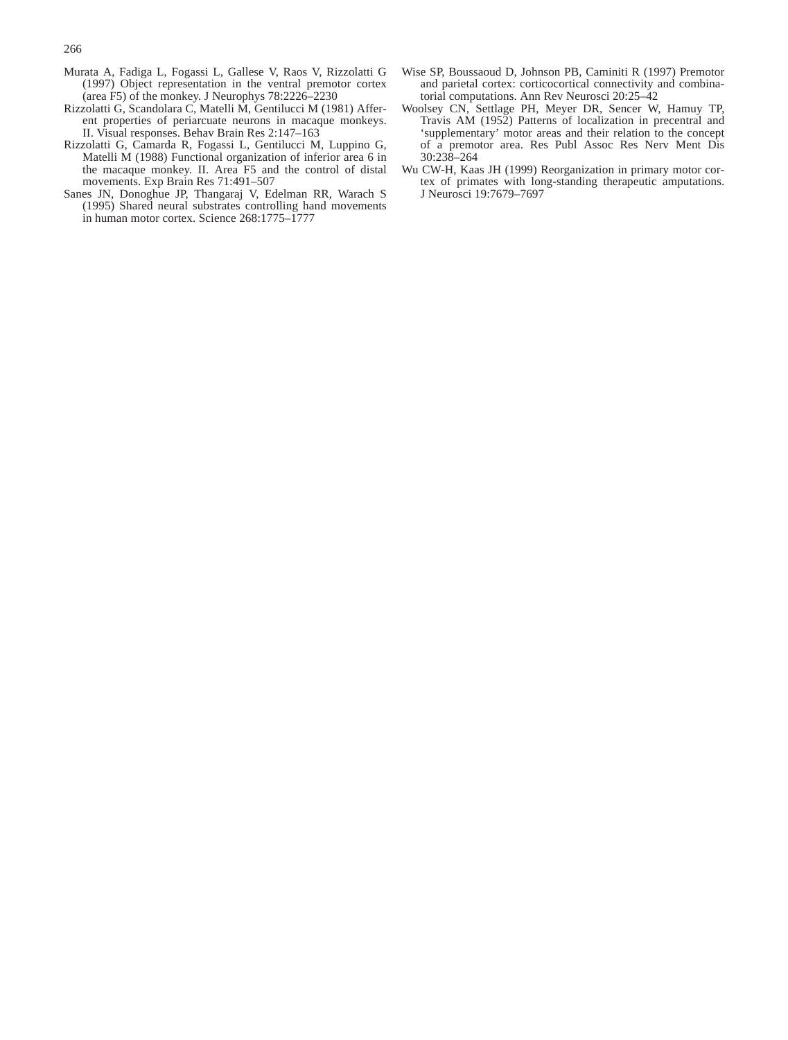Murata A, Fadiga L, Fogassi L, Gallese V, Raos V, Rizzolatti G (1997) Object representation in the ventral premotor cortex (area F5) of the monkey. J Neurophys 78:2226–2230

Rizzolatti G, Scandolara C, Matelli M, Gentilucci M (1981) Afferent properties of periarcuate neurons in macaque monkeys. II. Visual responses. Behav Brain Res 2:147–163

Rizzolatti G, Camarda R, Fogassi L, Gentilucci M, Luppino G, Matelli M (1988) Functional organization of inferior area 6 in the macaque monkey. II. Area F5 and the control of distal movements. Exp Brain Res 71:491–507

Sanes JN, Donoghue JP, Thangaraj V, Edelman RR, Warach S (1995) Shared neural substrates controlling hand movements in human motor cortex. Science 268:1775–1777

Wise SP, Boussaoud D, Johnson PB, Caminiti R (1997) Premotor and parietal cortex: corticocortical connectivity and combinatorial computations. Ann Rev Neurosci 20:25–42

Woolsey CN, Settlage PH, Meyer DR, Sencer W, Hamuy TP, Travis AM (1952) Patterns of localization in precentral and 'supplementary' motor areas and their relation to the concept of a premotor area. Res Publ Assoc Res Nerv Ment Dis 30:238–264

Wu CW-H, Kaas JH (1999) Reorganization in primary motor cortex of primates with long-standing therapeutic amputations. J Neurosci 19:7679–7697